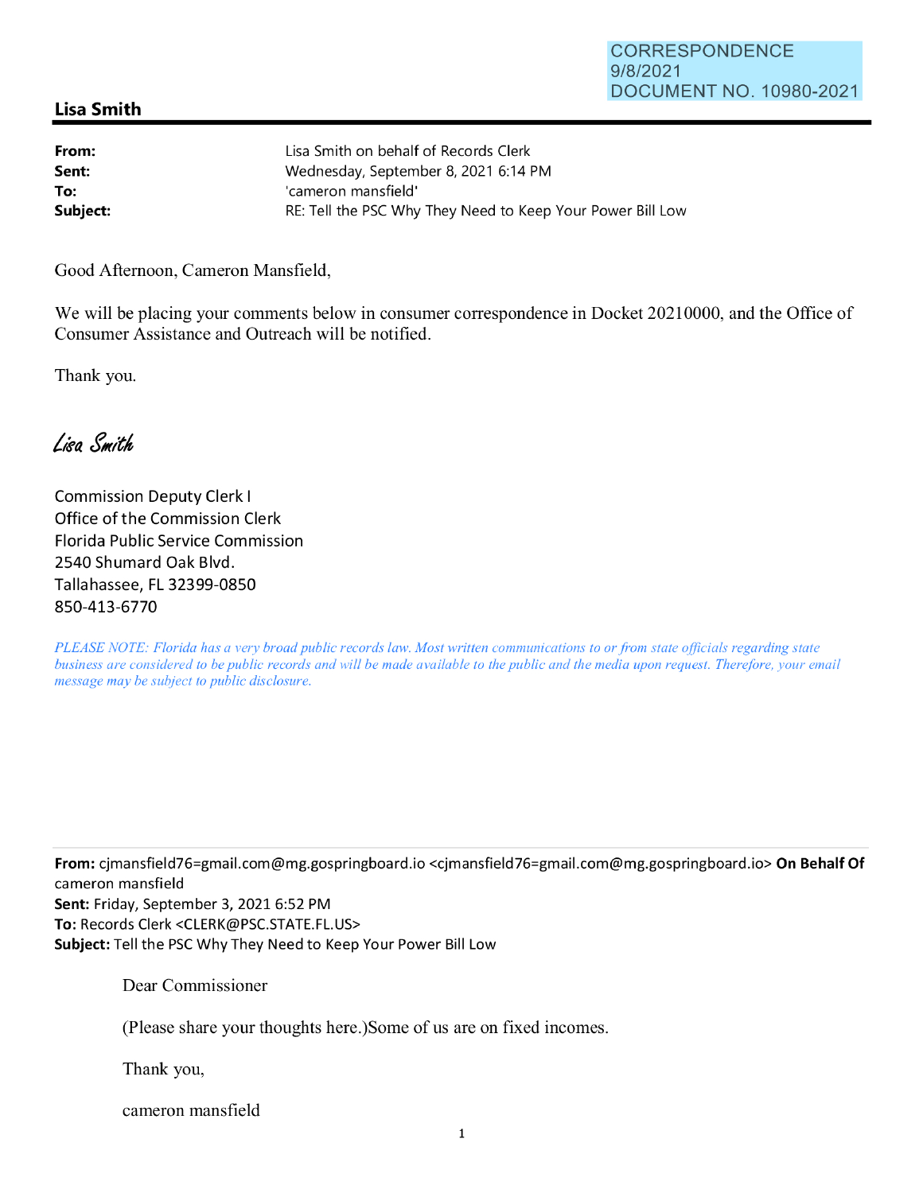CORRESPONDENCE
9/8/2021
DOCUMENT NO. 10980-2021

## Lisa Smith

**From:** Lisa Smith on behalf of Records Clerk
**Sent:** Wednesday, September 8, 2021 6:14 PM
**To:** 'cameron mansfield'
**Subject:** RE: Tell the PSC Why They Need to Keep Your Power Bill Low

Good Afternoon, Cameron Mansfield,

We will be placing your comments below in consumer correspondence in Docket 20210000, and the Office of Consumer Assistance and Outreach will be notified.

Thank you.

*Lisa Smith*

Commission Deputy Clerk I
Office of the Commission Clerk
Florida Public Service Commission
2540 Shumard Oak Blvd.
Tallahassee, FL 32399-0850
850-413-6770

*PLEASE NOTE: Florida has a very broad public records law. Most written communications to or from state officials regarding state business are considered to be public records and will be made available to the public and the media upon request. Therefore, your email message may be subject to public disclosure.*

---

**From:** cjmansfield76=gmail.com@mg.gospringboard.io <cjmansfield76=gmail.com@mg.gospringboard.io> **On Behalf Of** cameron mansfield
**Sent:** Friday, September 3, 2021 6:52 PM
**To:** Records Clerk <CLERK@PSC.STATE.FL.US>
**Subject:** Tell the PSC Why They Need to Keep Your Power Bill Low

Dear Commissioner

(Please share your thoughts here.)Some of us are on fixed incomes.

Thank you,

cameron mansfield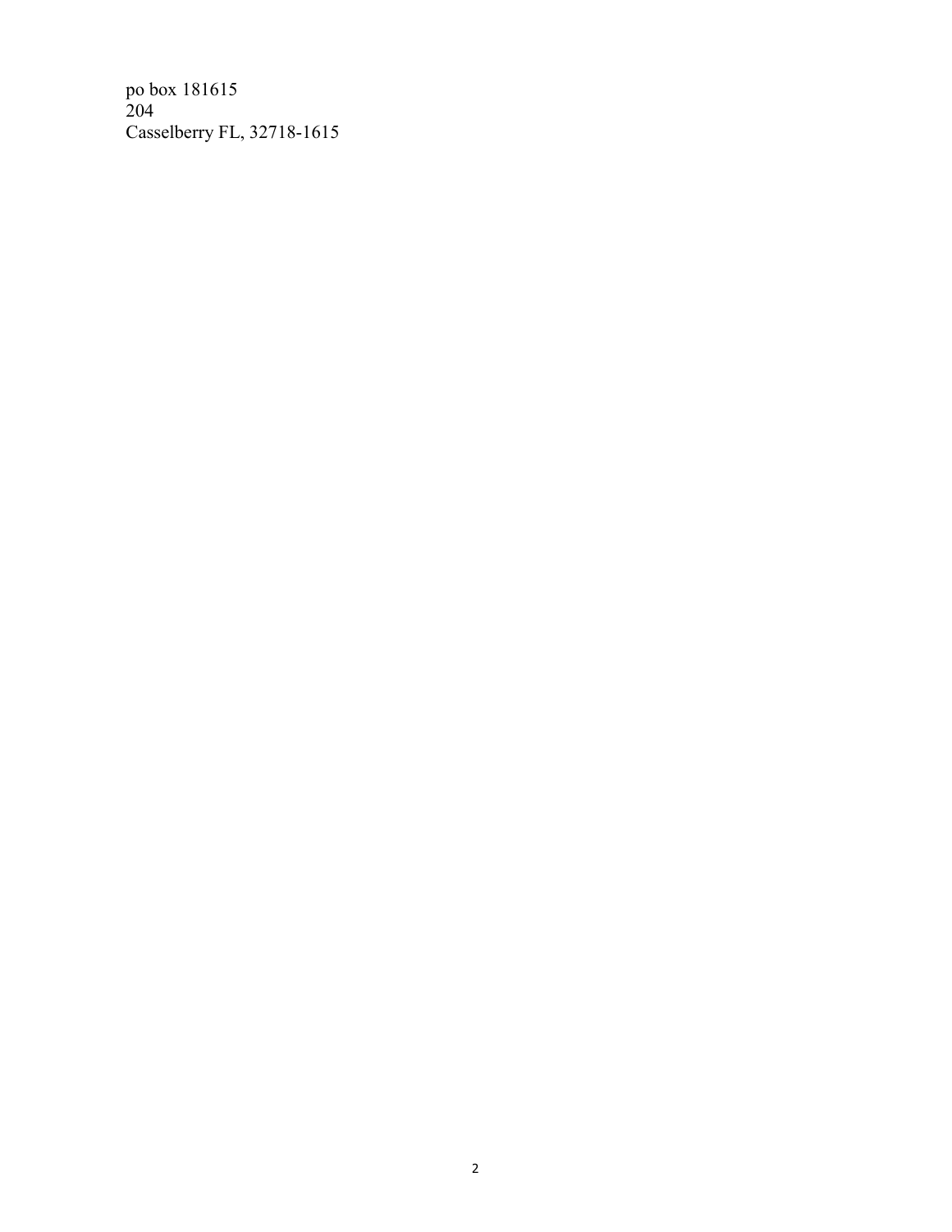po box 181615
204
Casselberry FL, 32718-1615